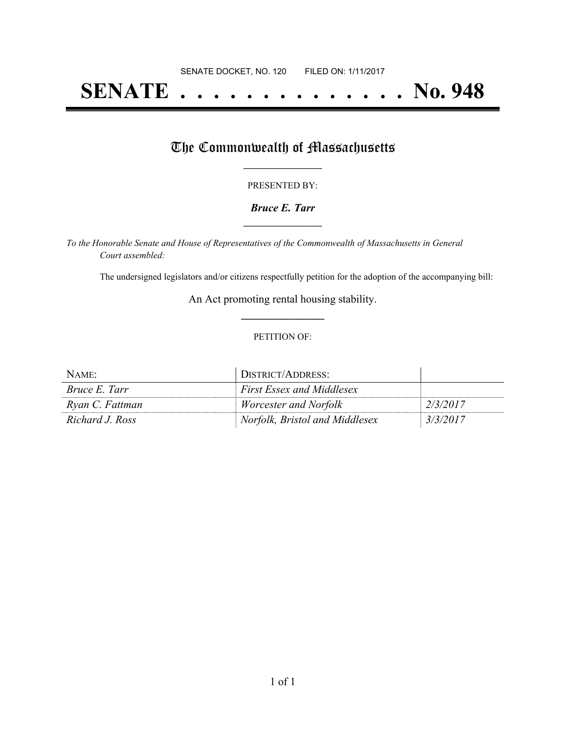SENATE DOCKET, NO. 120        FILED ON: 1/11/2017

# SENATE . . . . . . . . . . . . . . No. 948

## The Commonwealth of Massachusetts

PRESENTED BY:

***Bruce E. Tarr***

*To the Honorable Senate and House of Representatives of the Commonwealth of Massachusetts in General Court assembled:*

The undersigned legislators and/or citizens respectfully petition for the adoption of the accompanying bill:

An Act promoting rental housing stability.

PETITION OF:

| NAME: | DISTRICT/ADDRESS: | |
|---|---|---|
| *Bruce E. Tarr* | *First Essex and Middlesex* | |
| *Ryan C. Fattman* | *Worcester and Norfolk* | *2/3/2017* |
| *Richard J. Ross* | *Norfolk, Bristol and Middlesex* | *3/3/2017* |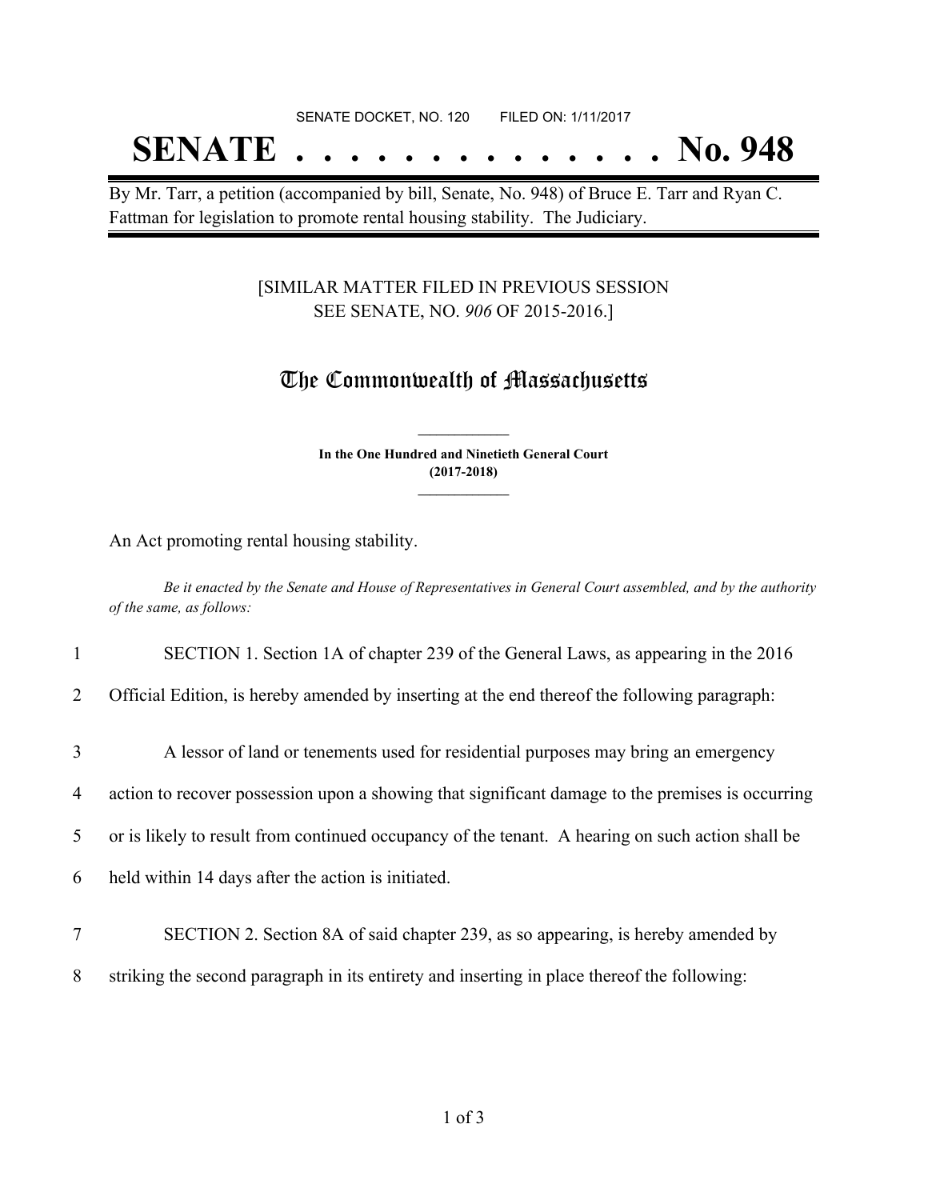SENATE DOCKET, NO. 120        FILED ON: 1/11/2017

# SENATE . . . . . . . . . . . . . . No. 948

By Mr. Tarr, a petition (accompanied by bill, Senate, No. 948) of Bruce E. Tarr and Ryan C. Fattman for legislation to promote rental housing stability. The Judiciary.

[SIMILAR MATTER FILED IN PREVIOUS SESSION SEE SENATE, NO. *906* OF 2015-2016.]

## The Commonwealth of Massachusetts

**In the One Hundred and Ninetieth General Court (2017-2018)**

An Act promoting rental housing stability.

*Be it enacted by the Senate and House of Representatives in General Court assembled, and by the authority of the same, as follows:*

1 SECTION 1. Section 1A of chapter 239 of the General Laws, as appearing in the 2016
2 Official Edition, is hereby amended by inserting at the end thereof the following paragraph:

3 A lessor of land or tenements used for residential purposes may bring an emergency
4 action to recover possession upon a showing that significant damage to the premises is occurring
5 or is likely to result from continued occupancy of the tenant. A hearing on such action shall be
6 held within 14 days after the action is initiated.

7 SECTION 2. Section 8A of said chapter 239, as so appearing, is hereby amended by
8 striking the second paragraph in its entirety and inserting in place thereof the following: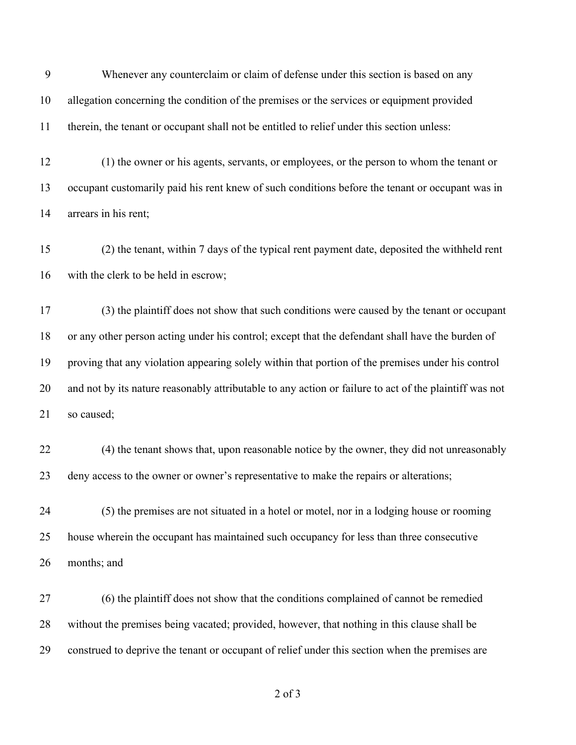Whenever any counterclaim or claim of defense under this section is based on any allegation concerning the condition of the premises or the services or equipment provided therein, the tenant or occupant shall not be entitled to relief under this section unless:

(1) the owner or his agents, servants, or employees, or the person to whom the tenant or occupant customarily paid his rent knew of such conditions before the tenant or occupant was in arrears in his rent;

(2) the tenant, within 7 days of the typical rent payment date, deposited the withheld rent with the clerk to be held in escrow;

(3) the plaintiff does not show that such conditions were caused by the tenant or occupant or any other person acting under his control; except that the defendant shall have the burden of proving that any violation appearing solely within that portion of the premises under his control and not by its nature reasonably attributable to any action or failure to act of the plaintiff was not so caused;

(4) the tenant shows that, upon reasonable notice by the owner, they did not unreasonably deny access to the owner or owner's representative to make the repairs or alterations;

(5) the premises are not situated in a hotel or motel, nor in a lodging house or rooming house wherein the occupant has maintained such occupancy for less than three consecutive months; and

(6) the plaintiff does not show that the conditions complained of cannot be remedied without the premises being vacated; provided, however, that nothing in this clause shall be construed to deprive the tenant or occupant of relief under this section when the premises are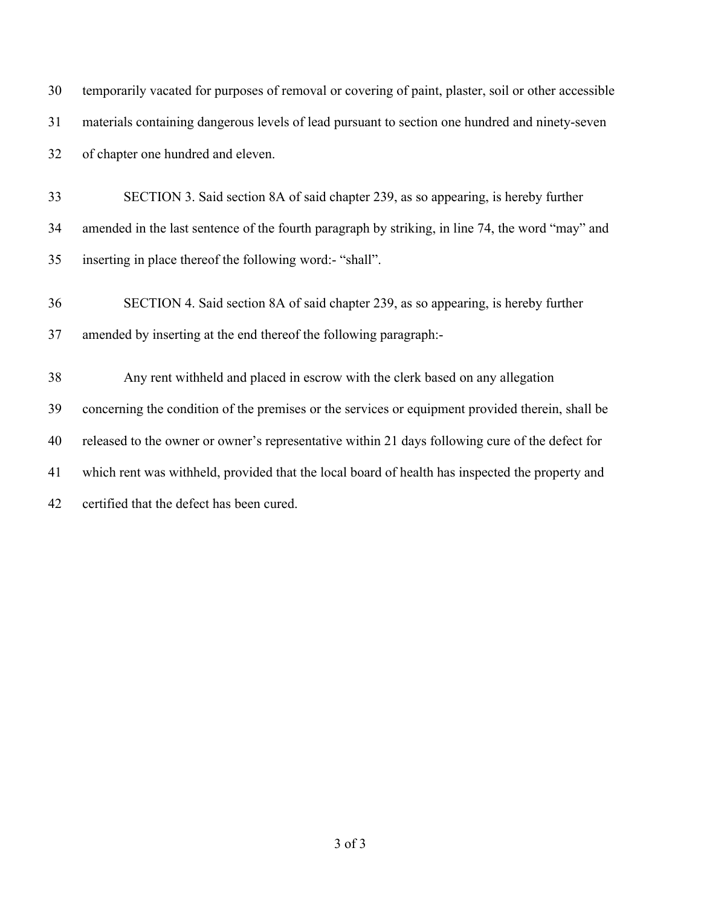temporarily vacated for purposes of removal or covering of paint, plaster, soil or other accessible materials containing dangerous levels of lead pursuant to section one hundred and ninety-seven of chapter one hundred and eleven.

SECTION 3. Said section 8A of said chapter 239, as so appearing, is hereby further amended in the last sentence of the fourth paragraph by striking, in line 74, the word "may" and inserting in place thereof the following word:- "shall".

SECTION 4. Said section 8A of said chapter 239, as so appearing, is hereby further amended by inserting at the end thereof the following paragraph:-

Any rent withheld and placed in escrow with the clerk based on any allegation concerning the condition of the premises or the services or equipment provided therein, shall be released to the owner or owner's representative within 21 days following cure of the defect for which rent was withheld, provided that the local board of health has inspected the property and certified that the defect has been cured.